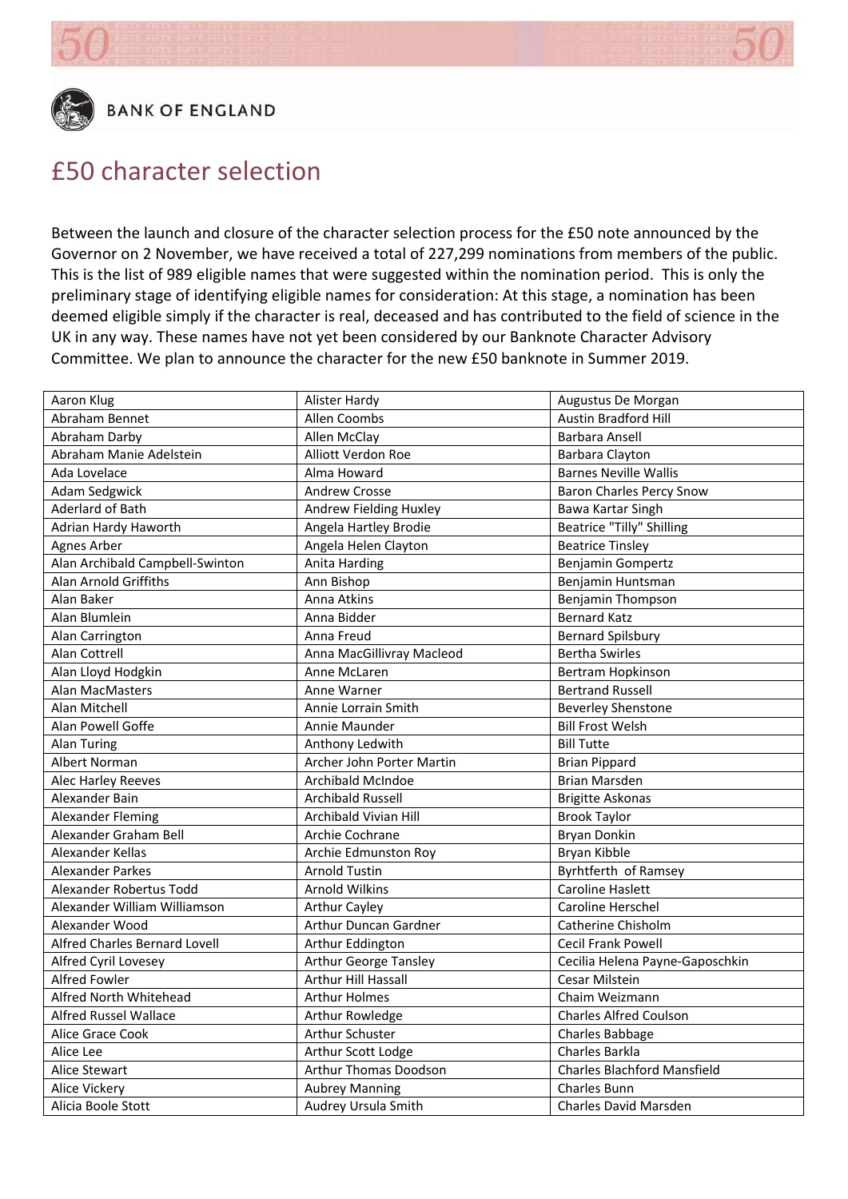BANK OF ENGLAND

# £50 character selection

Between the launch and closure of the character selection process for the £50 note announced by the Governor on 2 November, we have received a total of 227,299 nominations from members of the public. This is the list of 989 eligible names that were suggested within the nomination period. This is only the preliminary stage of identifying eligible names for consideration: At this stage, a nomination has been deemed eligible simply if the character is real, deceased and has contributed to the field of science in the UK in any way. These names have not yet been considered by our Banknote Character Advisory Committee. We plan to announce the character for the new £50 banknote in Summer 2019.

| | | |
|---|---|---|
| Aaron Klug | Alister Hardy | Augustus De Morgan |
| Abraham Bennet | Allen Coombs | Austin Bradford Hill |
| Abraham Darby | Allen McClay | Barbara Ansell |
| Abraham Manie Adelstein | Alliott Verdon Roe | Barbara Clayton |
| Ada Lovelace | Alma Howard | Barnes Neville Wallis |
| Adam Sedgwick | Andrew Crosse | Baron Charles Percy Snow |
| Aderlard of Bath | Andrew Fielding Huxley | Bawa Kartar Singh |
| Adrian Hardy Haworth | Angela Hartley Brodie | Beatrice "Tilly" Shilling |
| Agnes Arber | Angela Helen Clayton | Beatrice Tinsley |
| Alan Archibald Campbell-Swinton | Anita Harding | Benjamin Gompertz |
| Alan Arnold Griffiths | Ann Bishop | Benjamin Huntsman |
| Alan Baker | Anna Atkins | Benjamin Thompson |
| Alan Blumlein | Anna Bidder | Bernard Katz |
| Alan Carrington | Anna Freud | Bernard Spilsbury |
| Alan Cottrell | Anna MacGillivray Macleod | Bertha Swirles |
| Alan Lloyd Hodgkin | Anne McLaren | Bertram Hopkinson |
| Alan MacMasters | Anne Warner | Bertrand Russell |
| Alan Mitchell | Annie Lorrain Smith | Beverley Shenstone |
| Alan Powell Goffe | Annie Maunder | Bill Frost Welsh |
| Alan Turing | Anthony Ledwith | Bill Tutte |
| Albert Norman | Archer John Porter Martin | Brian Pippard |
| Alec Harley Reeves | Archibald McIndoe | Brian Marsden |
| Alexander Bain | Archibald Russell | Brigitte Askonas |
| Alexander Fleming | Archibald Vivian Hill | Brook Taylor |
| Alexander Graham Bell | Archie Cochrane | Bryan Donkin |
| Alexander Kellas | Archie Edmunston Roy | Bryan Kibble |
| Alexander Parkes | Arnold Tustin | Byrhtferth of Ramsey |
| Alexander Robertus Todd | Arnold Wilkins | Caroline Haslett |
| Alexander William Williamson | Arthur Cayley | Caroline Herschel |
| Alexander Wood | Arthur Duncan Gardner | Catherine Chisholm |
| Alfred Charles Bernard Lovell | Arthur Eddington | Cecil Frank Powell |
| Alfred Cyril Lovesey | Arthur George Tansley | Cecilia Helena Payne-Gaposchkin |
| Alfred Fowler | Arthur Hill Hassall | Cesar Milstein |
| Alfred North Whitehead | Arthur Holmes | Chaim Weizmann |
| Alfred Russel Wallace | Arthur Rowledge | Charles Alfred Coulson |
| Alice Grace Cook | Arthur Schuster | Charles Babbage |
| Alice Lee | Arthur Scott Lodge | Charles Barkla |
| Alice Stewart | Arthur Thomas Doodson | Charles Blachford Mansfield |
| Alice Vickery | Aubrey Manning | Charles Bunn |
| Alicia Boole Stott | Audrey Ursula Smith | Charles David Marsden |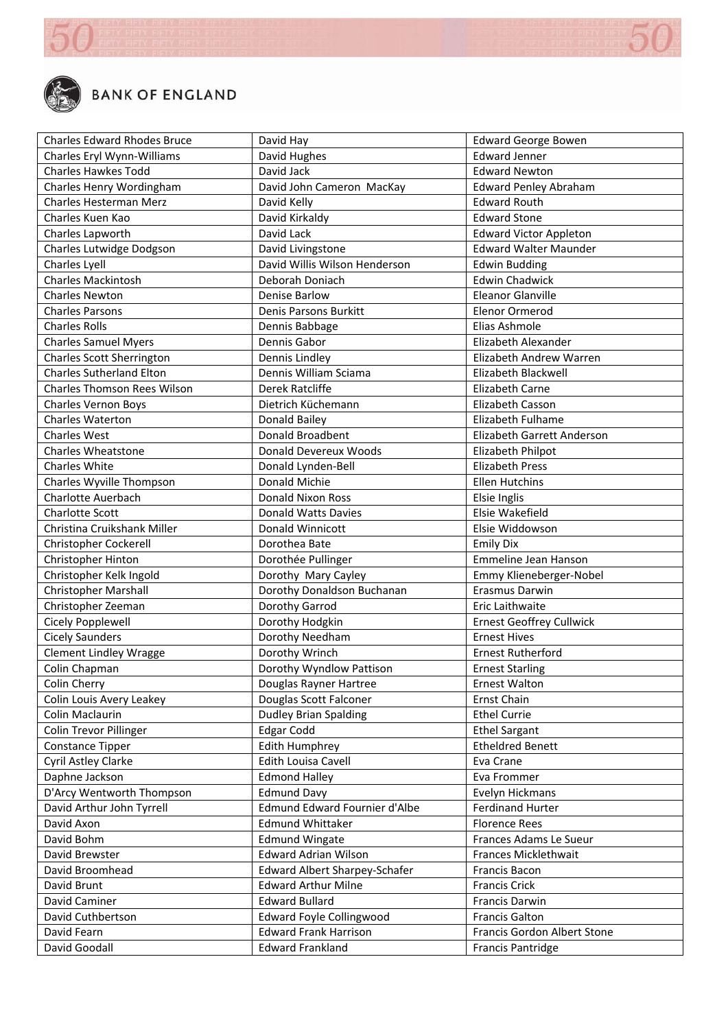| Charles Edward Rhodes Bruce | David Hay | Edward George Bowen |
|---|---|---|
| Charles Eryl Wynn-Williams | David Hughes | Edward Jenner |
| Charles Hawkes Todd | David Jack | Edward Newton |
| Charles Henry Wordingham | David John Cameron MacKay | Edward Penley Abraham |
| Charles Hesterman Merz | David Kelly | Edward Routh |
| Charles Kuen Kao | David Kirkaldy | Edward Stone |
| Charles Lapworth | David Lack | Edward Victor Appleton |
| Charles Lutwidge Dodgson | David Livingstone | Edward Walter Maunder |
| Charles Lyell | David Willis Wilson Henderson | Edwin Budding |
| Charles Mackintosh | Deborah Doniach | Edwin Chadwick |
| Charles Newton | Denise Barlow | Eleanor Glanville |
| Charles Parsons | Denis Parsons Burkitt | Elenor Ormerod |
| Charles Rolls | Dennis Babbage | Elias Ashmole |
| Charles Samuel Myers | Dennis Gabor | Elizabeth Alexander |
| Charles Scott Sherrington | Dennis Lindley | Elizabeth Andrew Warren |
| Charles Sutherland Elton | Dennis William Sciama | Elizabeth Blackwell |
| Charles Thomson Rees Wilson | Derek Ratcliffe | Elizabeth Carne |
| Charles Vernon Boys | Dietrich Küchemann | Elizabeth Casson |
| Charles Waterton | Donald Bailey | Elizabeth Fulhame |
| Charles West | Donald Broadbent | Elizabeth Garrett Anderson |
| Charles Wheatstone | Donald Devereux Woods | Elizabeth Philpot |
| Charles White | Donald Lynden-Bell | Elizabeth Press |
| Charles Wyville Thompson | Donald Michie | Ellen Hutchins |
| Charlotte Auerbach | Donald Nixon Ross | Elsie Inglis |
| Charlotte Scott | Donald Watts Davies | Elsie Wakefield |
| Christina Cruikshank Miller | Donald Winnicott | Elsie Widdowson |
| Christopher Cockerell | Dorothea Bate | Emily Dix |
| Christopher Hinton | Dorothée Pullinger | Emmeline Jean Hanson |
| Christopher Kelk Ingold | Dorothy Mary Cayley | Emmy Klieneberger-Nobel |
| Christopher Marshall | Dorothy Donaldson Buchanan | Erasmus Darwin |
| Christopher Zeeman | Dorothy Garrod | Eric Laithwaite |
| Cicely Popplewell | Dorothy Hodgkin | Ernest Geoffrey Cullwick |
| Cicely Saunders | Dorothy Needham | Ernest Hives |
| Clement Lindley Wragge | Dorothy Wrinch | Ernest Rutherford |
| Colin Chapman | Dorothy Wyndlow Pattison | Ernest Starling |
| Colin Cherry | Douglas Rayner Hartree | Ernest Walton |
| Colin Louis Avery Leakey | Douglas Scott Falconer | Ernst Chain |
| Colin Maclaurin | Dudley Brian Spalding | Ethel Currie |
| Colin Trevor Pillinger | Edgar Codd | Ethel Sargant |
| Constance Tipper | Edith Humphrey | Etheldred Benett |
| Cyril Astley Clarke | Edith Louisa Cavell | Eva Crane |
| Daphne Jackson | Edmond Halley | Eva Frommer |
| D'Arcy Wentworth Thompson | Edmund Davy | Evelyn Hickmans |
| David Arthur John Tyrrell | Edmund Edward Fournier d'Albe | Ferdinand Hurter |
| David Axon | Edmund Whittaker | Florence Rees |
| David Bohm | Edmund Wingate | Frances Adams Le Sueur |
| David Brewster | Edward Adrian Wilson | Frances Micklethwait |
| David Broomhead | Edward Albert Sharpey-Schafer | Francis Bacon |
| David Brunt | Edward Arthur Milne | Francis Crick |
| David Caminer | Edward Bullard | Francis Darwin |
| David Cuthbertson | Edward Foyle Collingwood | Francis Galton |
| David Fearn | Edward Frank Harrison | Francis Gordon Albert Stone |
| David Goodall | Edward Frankland | Francis Pantridge |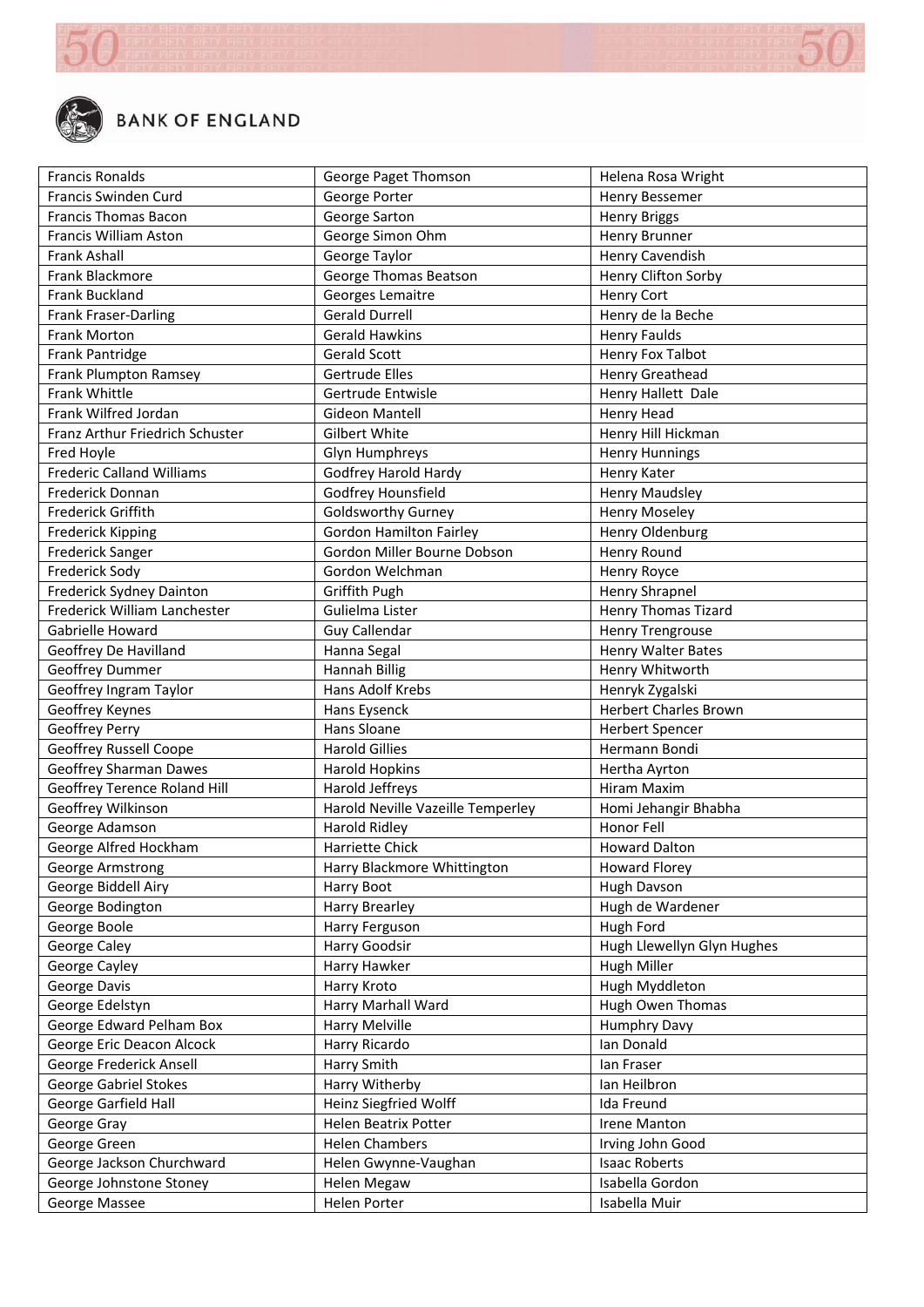| | | |
|---|---|---|
| Francis Ronalds | George Paget Thomson | Helena Rosa Wright |
| Francis Swinden Curd | George Porter | Henry Bessemer |
| Francis Thomas Bacon | George Sarton | Henry Briggs |
| Francis William Aston | George Simon Ohm | Henry Brunner |
| Frank Ashall | George Taylor | Henry Cavendish |
| Frank Blackmore | George Thomas Beatson | Henry Clifton Sorby |
| Frank Buckland | Georges Lemaitre | Henry Cort |
| Frank Fraser-Darling | Gerald Durrell | Henry de la Beche |
| Frank Morton | Gerald Hawkins | Henry Faulds |
| Frank Pantridge | Gerald Scott | Henry Fox Talbot |
| Frank Plumpton Ramsey | Gertrude Elles | Henry Greathead |
| Frank Whittle | Gertrude Entwisle | Henry Hallett Dale |
| Frank Wilfred Jordan | Gideon Mantell | Henry Head |
| Franz Arthur Friedrich Schuster | Gilbert White | Henry Hill Hickman |
| Fred Hoyle | Glyn Humphreys | Henry Hunnings |
| Frederic Calland Williams | Godfrey Harold Hardy | Henry Kater |
| Frederick Donnan | Godfrey Hounsfield | Henry Maudsley |
| Frederick Griffith | Goldsworthy Gurney | Henry Moseley |
| Frederick Kipping | Gordon Hamilton Fairley | Henry Oldenburg |
| Frederick Sanger | Gordon Miller Bourne Dobson | Henry Round |
| Frederick Sody | Gordon Welchman | Henry Royce |
| Frederick Sydney Dainton | Griffith Pugh | Henry Shrapnel |
| Frederick William Lanchester | Gulielma Lister | Henry Thomas Tizard |
| Gabrielle Howard | Guy Callendar | Henry Trengrouse |
| Geoffrey De Havilland | Hanna Segal | Henry Walter Bates |
| Geoffrey Dummer | Hannah Billig | Henry Whitworth |
| Geoffrey Ingram Taylor | Hans Adolf Krebs | Henryk Zygalski |
| Geoffrey Keynes | Hans Eysenck | Herbert Charles Brown |
| Geoffrey Perry | Hans Sloane | Herbert Spencer |
| Geoffrey Russell Coope | Harold Gillies | Hermann Bondi |
| Geoffrey Sharman Dawes | Harold Hopkins | Hertha Ayrton |
| Geoffrey Terence Roland Hill | Harold Jeffreys | Hiram Maxim |
| Geoffrey Wilkinson | Harold Neville Vazeille Temperley | Homi Jehangir Bhabha |
| George Adamson | Harold Ridley | Honor Fell |
| George Alfred Hockham | Harriette Chick | Howard Dalton |
| George Armstrong | Harry Blackmore Whittington | Howard Florey |
| George Biddell Airy | Harry Boot | Hugh Davson |
| George Bodington | Harry Brearley | Hugh de Wardener |
| George Boole | Harry Ferguson | Hugh Ford |
| George Caley | Harry Goodsir | Hugh Llewellyn Glyn Hughes |
| George Cayley | Harry Hawker | Hugh Miller |
| George Davis | Harry Kroto | Hugh Myddleton |
| George Edelstyn | Harry Marhall Ward | Hugh Owen Thomas |
| George Edward Pelham Box | Harry Melville | Humphry Davy |
| George Eric Deacon Alcock | Harry Ricardo | Ian Donald |
| George Frederick Ansell | Harry Smith | Ian Fraser |
| George Gabriel Stokes | Harry Witherby | Ian Heilbron |
| George Garfield Hall | Heinz Siegfried Wolff | Ida Freund |
| George Gray | Helen Beatrix Potter | Irene Manton |
| George Green | Helen Chambers | Irving John Good |
| George Jackson Churchward | Helen Gwynne-Vaughan | Isaac Roberts |
| George Johnstone Stoney | Helen Megaw | Isabella Gordon |
| George Massee | Helen Porter | Isabella Muir |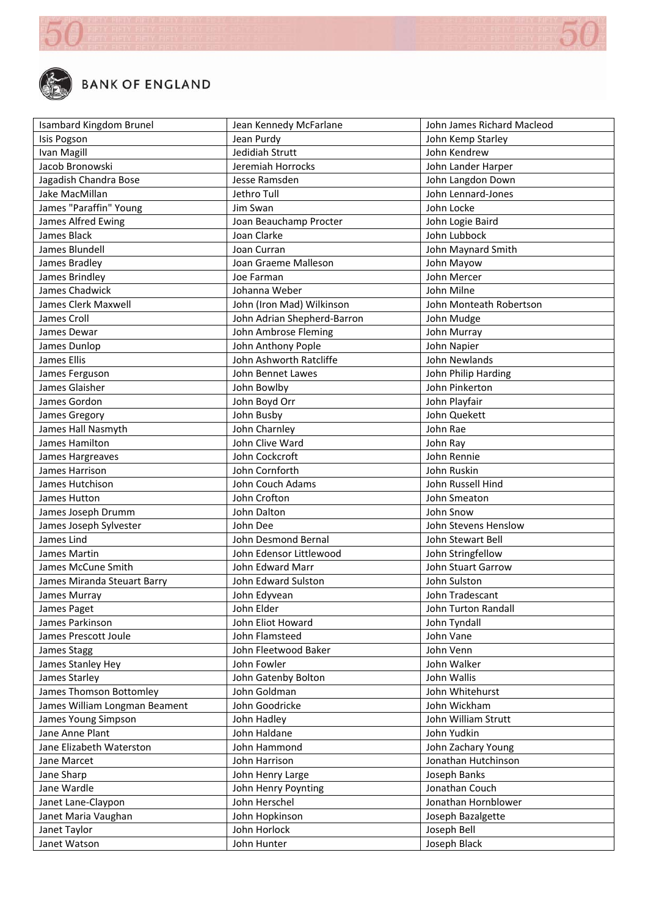| Isambard Kingdom Brunel | Jean Kennedy McFarlane | John James Richard Macleod |
|---|---|---|
| Isis Pogson | Jean Purdy | John Kemp Starley |
| Ivan Magill | Jedidiah Strutt | John Kendrew |
| Jacob Bronowski | Jeremiah Horrocks | John Lander Harper |
| Jagadish Chandra Bose | Jesse Ramsden | John Langdon Down |
| Jake MacMillan | Jethro Tull | John Lennard-Jones |
| James "Paraffin" Young | Jim Swan | John Locke |
| James Alfred Ewing | Joan Beauchamp Procter | John Logie Baird |
| James Black | Joan Clarke | John Lubbock |
| James Blundell | Joan Curran | John Maynard Smith |
| James Bradley | Joan Graeme Malleson | John Mayow |
| James Brindley | Joe Farman | John Mercer |
| James Chadwick | Johanna Weber | John Milne |
| James Clerk Maxwell | John (Iron Mad) Wilkinson | John Monteath Robertson |
| James Croll | John Adrian Shepherd-Barron | John Mudge |
| James Dewar | John Ambrose Fleming | John Murray |
| James Dunlop | John Anthony Pople | John Napier |
| James Ellis | John Ashworth Ratcliffe | John Newlands |
| James Ferguson | John Bennet Lawes | John Philip Harding |
| James Glaisher | John Bowlby | John Pinkerton |
| James Gordon | John Boyd Orr | John Playfair |
| James Gregory | John Busby | John Quekett |
| James Hall Nasmyth | John Charnley | John Rae |
| James Hamilton | John Clive Ward | John Ray |
| James Hargreaves | John Cockcroft | John Rennie |
| James Harrison | John Cornforth | John Ruskin |
| James Hutchison | John Couch Adams | John Russell Hind |
| James Hutton | John Crofton | John Smeaton |
| James Joseph Drumm | John Dalton | John Snow |
| James Joseph Sylvester | John Dee | John Stevens Henslow |
| James Lind | John Desmond Bernal | John Stewart Bell |
| James Martin | John Edensor Littlewood | John Stringfellow |
| James McCune Smith | John Edward Marr | John Stuart Garrow |
| James Miranda Steuart Barry | John Edward Sulston | John Sulston |
| James Murray | John Edyvean | John Tradescant |
| James Paget | John Elder | John Turton Randall |
| James Parkinson | John Eliot Howard | John Tyndall |
| James Prescott Joule | John Flamsteed | John Vane |
| James Stagg | John Fleetwood Baker | John Venn |
| James Stanley Hey | John Fowler | John Walker |
| James Starley | John Gatenby Bolton | John Wallis |
| James Thomson Bottomley | John Goldman | John Whitehurst |
| James William Longman Beament | John Goodricke | John Wickham |
| James Young Simpson | John Hadley | John William Strutt |
| Jane Anne Plant | John Haldane | John Yudkin |
| Jane Elizabeth Waterston | John Hammond | John Zachary Young |
| Jane Marcet | John Harrison | Jonathan Hutchinson |
| Jane Sharp | John Henry Large | Joseph Banks |
| Jane Wardle | John Henry Poynting | Jonathan Couch |
| Janet Lane-Claypon | John Herschel | Jonathan Hornblower |
| Janet Maria Vaughan | John Hopkinson | Joseph Bazalgette |
| Janet Taylor | John Horlock | Joseph Bell |
| Janet Watson | John Hunter | Joseph Black |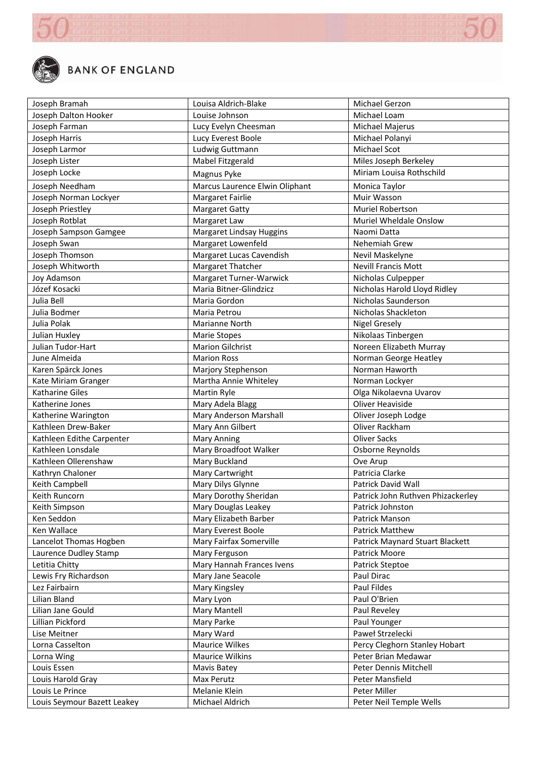| Joseph Bramah | Louisa Aldrich-Blake | Michael Gerzon |
|---|---|---|
| Joseph Dalton Hooker | Louise Johnson | Michael Loam |
| Joseph Farman | Lucy Evelyn Cheesman | Michael Majerus |
| Joseph Harris | Lucy Everest Boole | Michael Polanyi |
| Joseph Larmor | Ludwig Guttmann | Michael Scot |
| Joseph Lister | Mabel Fitzgerald | Miles Joseph Berkeley |
| Joseph Locke | Magnus Pyke | Miriam Louisa Rothschild |
| Joseph Needham | Marcus Laurence Elwin Oliphant | Monica Taylor |
| Joseph Norman Lockyer | Margaret Fairlie | Muir Wasson |
| Joseph Priestley | Margaret Gatty | Muriel Robertson |
| Joseph Rotblat | Margaret Law | Muriel Wheldale Onslow |
| Joseph Sampson Gamgee | Margaret Lindsay Huggins | Naomi Datta |
| Joseph Swan | Margaret Lowenfeld | Nehemiah Grew |
| Joseph Thomson | Margaret Lucas Cavendish | Nevil Maskelyne |
| Joseph Whitworth | Margaret Thatcher | Nevill Francis Mott |
| Joy Adamson | Margaret Turner-Warwick | Nicholas Culpepper |
| Józef Kosacki | Maria Bitner-Glindzicz | Nicholas Harold Lloyd Ridley |
| Julia Bell | Maria Gordon | Nicholas Saunderson |
| Julia Bodmer | Maria Petrou | Nicholas Shackleton |
| Julia Polak | Marianne North | Nigel Gresely |
| Julian Huxley | Marie Stopes | Nikolaas Tinbergen |
| Julian Tudor-Hart | Marion Gilchrist | Noreen Elizabeth Murray |
| June Almeida | Marion Ross | Norman George Heatley |
| Karen Spärck Jones | Marjory Stephenson | Norman Haworth |
| Kate Miriam Granger | Martha Annie Whiteley | Norman Lockyer |
| Katharine Giles | Martin Ryle | Olga Nikolaevna Uvarov |
| Katherine Jones | Mary Adela Blagg | Oliver Heaviside |
| Katherine Warington | Mary Anderson Marshall | Oliver Joseph Lodge |
| Kathleen Drew-Baker | Mary Ann Gilbert | Oliver Rackham |
| Kathleen Edithe Carpenter | Mary Anning | Oliver Sacks |
| Kathleen Lonsdale | Mary Broadfoot Walker | Osborne Reynolds |
| Kathleen Ollerenshaw | Mary Buckland | Ove Arup |
| Kathryn Chaloner | Mary Cartwright | Patricia Clarke |
| Keith Campbell | Mary Dilys Glynne | Patrick David Wall |
| Keith Runcorn | Mary Dorothy Sheridan | Patrick John Ruthven Phizackerley |
| Keith Simpson | Mary Douglas Leakey | Patrick Johnston |
| Ken Seddon | Mary Elizabeth Barber | Patrick Manson |
| Ken Wallace | Mary Everest Boole | Patrick Matthew |
| Lancelot Thomas Hogben | Mary Fairfax Somerville | Patrick Maynard Stuart Blackett |
| Laurence Dudley Stamp | Mary Ferguson | Patrick Moore |
| Letitia Chitty | Mary Hannah Frances Ivens | Patrick Steptoe |
| Lewis Fry Richardson | Mary Jane Seacole | Paul Dirac |
| Lez Fairbairn | Mary Kingsley | Paul Fildes |
| Lilian Bland | Mary Lyon | Paul O'Brien |
| Lilian Jane Gould | Mary Mantell | Paul Reveley |
| Lillian Pickford | Mary Parke | Paul Younger |
| Lise Meitner | Mary Ward | Paweł Strzelecki |
| Lorna Casselton | Maurice Wilkes | Percy Cleghorn Stanley Hobart |
| Lorna Wing | Maurice Wilkins | Peter Brian Medawar |
| Louis Essen | Mavis Batey | Peter Dennis Mitchell |
| Louis Harold Gray | Max Perutz | Peter Mansfield |
| Louis Le Prince | Melanie Klein | Peter Miller |
| Louis Seymour Bazett Leakey | Michael Aldrich | Peter Neil Temple Wells |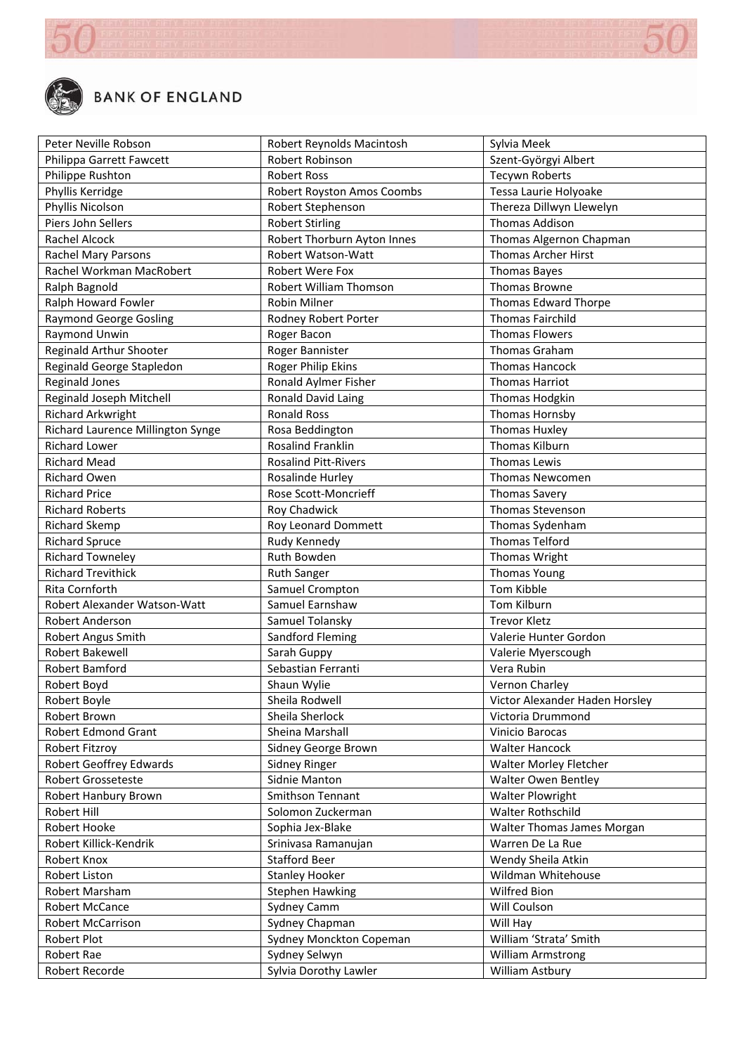| Peter Neville Robson | Robert Reynolds Macintosh | Sylvia Meek |
|---|---|---|
| Philippa Garrett Fawcett | Robert Robinson | Szent-Györgyi Albert |
| Philippe Rushton | Robert Ross | Tecywn Roberts |
| Phyllis Kerridge | Robert Royston Amos Coombs | Tessa Laurie Holyoake |
| Phyllis Nicolson | Robert Stephenson | Thereza Dillwyn Llewelyn |
| Piers John Sellers | Robert Stirling | Thomas Addison |
| Rachel Alcock | Robert Thorburn Ayton Innes | Thomas Algernon Chapman |
| Rachel Mary Parsons | Robert Watson-Watt | Thomas Archer Hirst |
| Rachel Workman MacRobert | Robert Were Fox | Thomas Bayes |
| Ralph Bagnold | Robert William Thomson | Thomas Browne |
| Ralph Howard Fowler | Robin Milner | Thomas Edward Thorpe |
| Raymond George Gosling | Rodney Robert Porter | Thomas Fairchild |
| Raymond Unwin | Roger Bacon | Thomas Flowers |
| Reginald Arthur Shooter | Roger Bannister | Thomas Graham |
| Reginald George Stapledon | Roger Philip Ekins | Thomas Hancock |
| Reginald Jones | Ronald Aylmer Fisher | Thomas Harriot |
| Reginald Joseph Mitchell | Ronald David Laing | Thomas Hodgkin |
| Richard Arkwright | Ronald Ross | Thomas Hornsby |
| Richard Laurence Millington Synge | Rosa Beddington | Thomas Huxley |
| Richard Lower | Rosalind Franklin | Thomas Kilburn |
| Richard Mead | Rosalind Pitt-Rivers | Thomas Lewis |
| Richard Owen | Rosalinde Hurley | Thomas Newcomen |
| Richard Price | Rose Scott-Moncrieff | Thomas Savery |
| Richard Roberts | Roy Chadwick | Thomas Stevenson |
| Richard Skemp | Roy Leonard Dommett | Thomas Sydenham |
| Richard Spruce | Rudy Kennedy | Thomas Telford |
| Richard Towneley | Ruth Bowden | Thomas Wright |
| Richard Trevithick | Ruth Sanger | Thomas Young |
| Rita Cornforth | Samuel Crompton | Tom Kibble |
| Robert Alexander Watson-Watt | Samuel Earnshaw | Tom Kilburn |
| Robert Anderson | Samuel Tolansky | Trevor Kletz |
| Robert Angus Smith | Sandford Fleming | Valerie Hunter Gordon |
| Robert Bakewell | Sarah Guppy | Valerie Myerscough |
| Robert Bamford | Sebastian Ferranti | Vera Rubin |
| Robert Boyd | Shaun Wylie | Vernon Charley |
| Robert Boyle | Sheila Rodwell | Victor Alexander Haden Horsley |
| Robert Brown | Sheila Sherlock | Victoria Drummond |
| Robert Edmond Grant | Sheina Marshall | Vinicio Barocas |
| Robert Fitzroy | Sidney George Brown | Walter Hancock |
| Robert Geoffrey Edwards | Sidney Ringer | Walter Morley Fletcher |
| Robert Grosseteste | Sidnie Manton | Walter Owen Bentley |
| Robert Hanbury Brown | Smithson Tennant | Walter Plowright |
| Robert Hill | Solomon Zuckerman | Walter Rothschild |
| Robert Hooke | Sophia Jex-Blake | Walter Thomas James Morgan |
| Robert Killick-Kendrik | Srinivasa Ramanujan | Warren De La Rue |
| Robert Knox | Stafford Beer | Wendy Sheila Atkin |
| Robert Liston | Stanley Hooker | Wildman Whitehouse |
| Robert Marsham | Stephen Hawking | Wilfred Bion |
| Robert McCance | Sydney Camm | Will Coulson |
| Robert McCarrison | Sydney Chapman | Will Hay |
| Robert Plot | Sydney Monckton Copeman | William 'Strata' Smith |
| Robert Rae | Sydney Selwyn | William Armstrong |
| Robert Recorde | Sylvia Dorothy Lawler | William Astbury |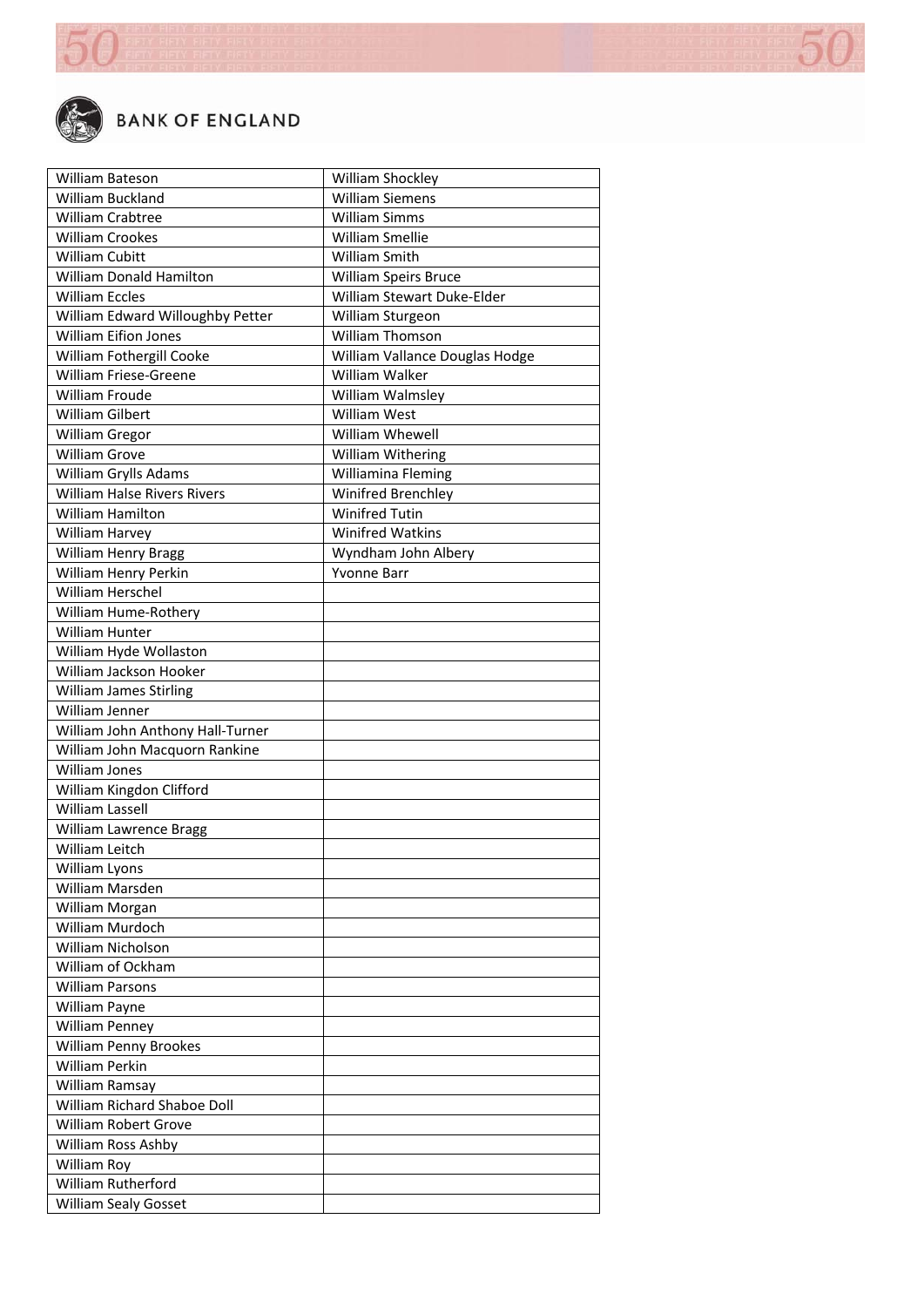| | |
|---|---|
| William Bateson | William Shockley |
| William Buckland | William Siemens |
| William Crabtree | William Simms |
| William Crookes | William Smellie |
| William Cubitt | William Smith |
| William Donald Hamilton | William Speirs Bruce |
| William Eccles | William Stewart Duke-Elder |
| William Edward Willoughby Petter | William Sturgeon |
| William Eifion Jones | William Thomson |
| William Fothergill Cooke | William Vallance Douglas Hodge |
| William Friese-Greene | William Walker |
| William Froude | William Walmsley |
| William Gilbert | William West |
| William Gregor | William Whewell |
| William Grove | William Withering |
| William Grylls Adams | Williamina Fleming |
| William Halse Rivers Rivers | Winifred Brenchley |
| William Hamilton | Winifred Tutin |
| William Harvey | Winifred Watkins |
| William Henry Bragg | Wyndham John Albery |
| William Henry Perkin | Yvonne Barr |
| William Herschel | |
| William Hume-Rothery | |
| William Hunter | |
| William Hyde Wollaston | |
| William Jackson Hooker | |
| William James Stirling | |
| William Jenner | |
| William John Anthony Hall-Turner | |
| William John Macquorn Rankine | |
| William Jones | |
| William Kingdon Clifford | |
| William Lassell | |
| William Lawrence Bragg | |
| William Leitch | |
| William Lyons | |
| William Marsden | |
| William Morgan | |
| William Murdoch | |
| William Nicholson | |
| William of Ockham | |
| William Parsons | |
| William Payne | |
| William Penney | |
| William Penny Brookes | |
| William Perkin | |
| William Ramsay | |
| William Richard Shaboe Doll | |
| William Robert Grove | |
| William Ross Ashby | |
| William Roy | |
| William Rutherford | |
| William Sealy Gosset | |